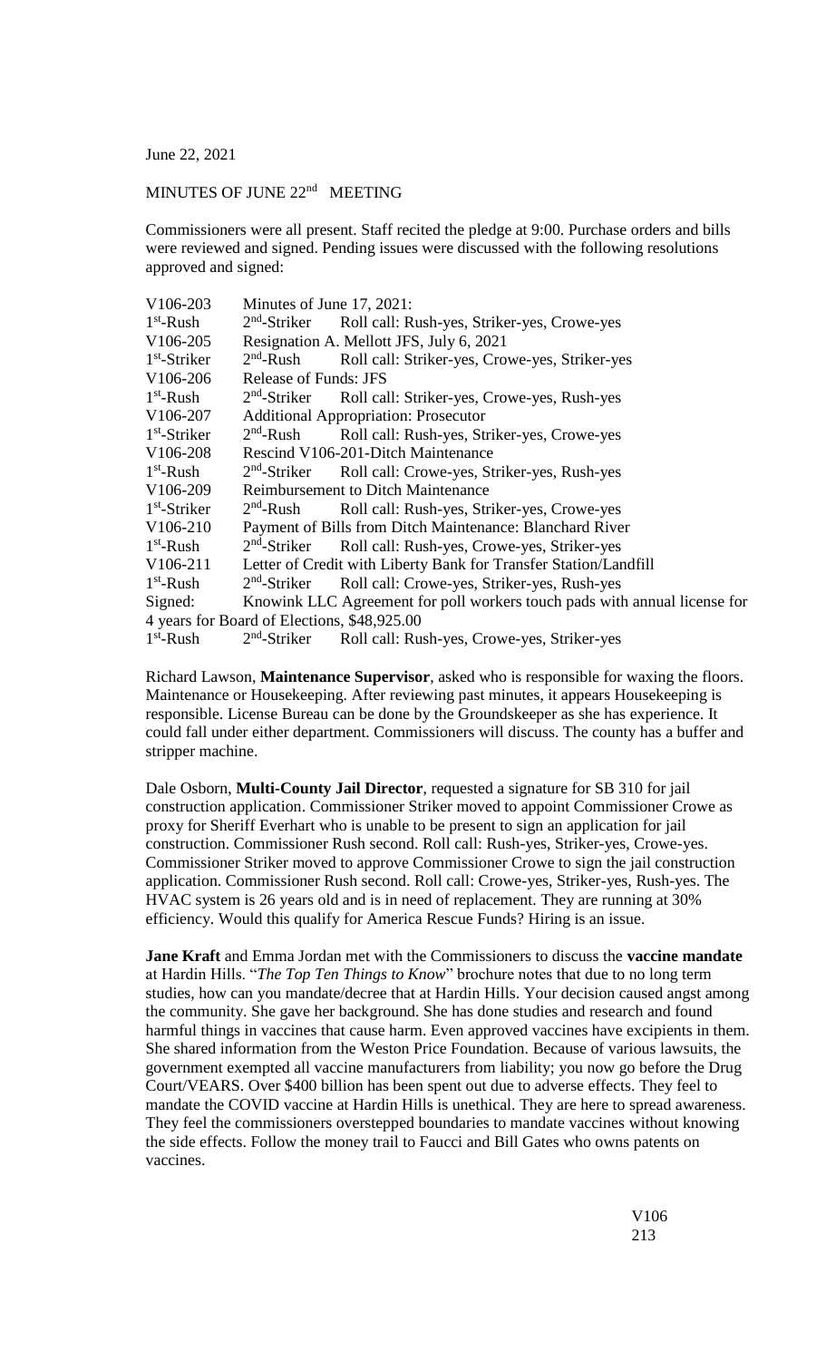June 22, 2021

MINUTES OF JUNE 22nd MEETING

Commissioners were all present. Staff recited the pledge at 9:00. Purchase orders and bills were reviewed and signed. Pending issues were discussed with the following resolutions approved and signed:

| | | |
|---|---|---|
| V106-203 | Minutes of June 17, 2021: | |
| 1st-Rush | 2nd-Striker | Roll call: Rush-yes, Striker-yes, Crowe-yes |
| V106-205 | Resignation A. Mellott JFS, July 6, 2021 | |
| 1st-Striker | 2nd-Rush | Roll call: Striker-yes, Crowe-yes, Striker-yes |
| V106-206 | Release of Funds: JFS | |
| 1st-Rush | 2nd-Striker | Roll call: Striker-yes, Crowe-yes, Rush-yes |
| V106-207 | Additional Appropriation: Prosecutor | |
| 1st-Striker | 2nd-Rush | Roll call: Rush-yes, Striker-yes, Crowe-yes |
| V106-208 | Rescind V106-201-Ditch Maintenance | |
| 1st-Rush | 2nd-Striker | Roll call: Crowe-yes, Striker-yes, Rush-yes |
| V106-209 | Reimbursement to Ditch Maintenance | |
| 1st-Striker | 2nd-Rush | Roll call: Rush-yes, Striker-yes, Crowe-yes |
| V106-210 | Payment of Bills from Ditch Maintenance: Blanchard River | |
| 1st-Rush | 2nd-Striker | Roll call: Rush-yes, Crowe-yes, Striker-yes |
| V106-211 | Letter of Credit with Liberty Bank for Transfer Station/Landfill | |
| 1st-Rush | 2nd-Striker | Roll call: Crowe-yes, Striker-yes, Rush-yes |
| Signed: | Knowink LLC Agreement for poll workers touch pads with annual license for 4 years for Board of Elections, $48,925.00 | |
| 1st-Rush | 2nd-Striker | Roll call: Rush-yes, Crowe-yes, Striker-yes |

Richard Lawson, **Maintenance Supervisor**, asked who is responsible for waxing the floors. Maintenance or Housekeeping. After reviewing past minutes, it appears Housekeeping is responsible. License Bureau can be done by the Groundskeeper as she has experience. It could fall under either department. Commissioners will discuss. The county has a buffer and stripper machine.

Dale Osborn, **Multi-County Jail Director**, requested a signature for SB 310 for jail construction application. Commissioner Striker moved to appoint Commissioner Crowe as proxy for Sheriff Everhart who is unable to be present to sign an application for jail construction. Commissioner Rush second. Roll call: Rush-yes, Striker-yes, Crowe-yes. Commissioner Striker moved to approve Commissioner Crowe to sign the jail construction application. Commissioner Rush second. Roll call: Crowe-yes, Striker-yes, Rush-yes. The HVAC system is 26 years old and is in need of replacement. They are running at 30% efficiency. Would this qualify for America Rescue Funds? Hiring is an issue.

**Jane Kraft** and Emma Jordan met with the Commissioners to discuss the **vaccine mandate** at Hardin Hills. "*The Top Ten Things to Know*" brochure notes that due to no long term studies, how can you mandate/decree that at Hardin Hills. Your decision caused angst among the community. She gave her background. She has done studies and research and found harmful things in vaccines that cause harm. Even approved vaccines have excipients in them. She shared information from the Weston Price Foundation. Because of various lawsuits, the government exempted all vaccine manufacturers from liability; you now go before the Drug Court/VEARS. Over $400 billion has been spent out due to adverse effects. They feel to mandate the COVID vaccine at Hardin Hills is unethical. They are here to spread awareness. They feel the commissioners overstepped boundaries to mandate vaccines without knowing the side effects. Follow the money trail to Faucci and Bill Gates who owns patents on vaccines.

V106
213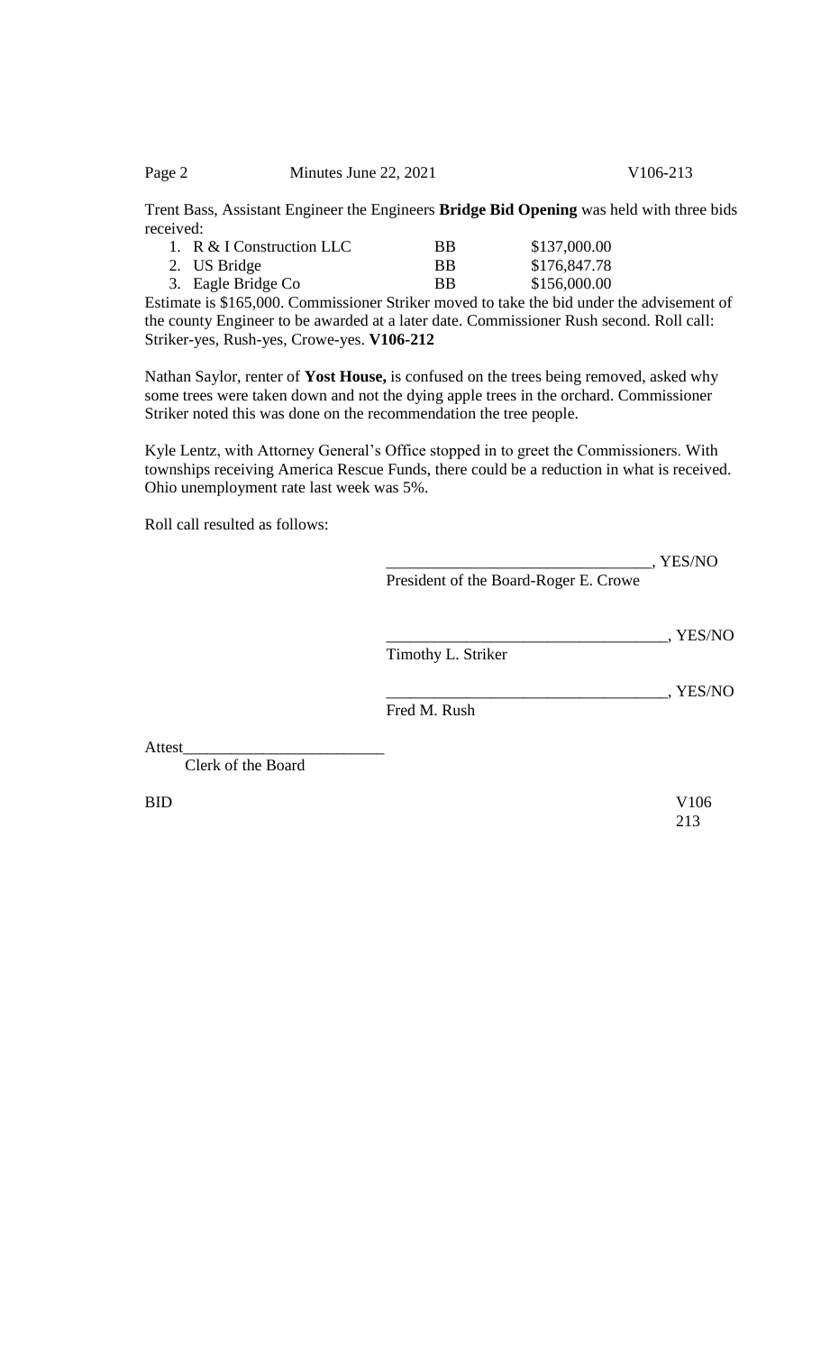Trent Bass, Assistant Engineer the Engineers **Bridge Bid Opening** was held with three bids received:

| | | |
|---|---|---|
| 1. R & I Construction LLC | BB | $137,000.00 |
| 2. US Bridge | BB | $176,847.78 |
| 3. Eagle Bridge Co | BB | $156,000.00 |

Estimate is $165,000. Commissioner Striker moved to take the bid under the advisement of the county Engineer to be awarded at a later date. Commissioner Rush second. Roll call: Striker-yes, Rush-yes, Crowe-yes. **V106-212**

Nathan Saylor, renter of **Yost House,** is confused on the trees being removed, asked why some trees were taken down and not the dying apple trees in the orchard. Commissioner Striker noted this was done on the recommendation the tree people.

Kyle Lentz, with Attorney General's Office stopped in to greet the Commissioners. With townships receiving America Rescue Funds, there could be a reduction in what is received. Ohio unemployment rate last week was 5%.

Roll call resulted as follows:

________________________________, YES/NO
President of the Board-Roger E. Crowe

________________________________, YES/NO
Timothy L. Striker

________________________________, YES/NO
Fred M. Rush

Attest________________________
Clerk of the Board

BID

V106
213